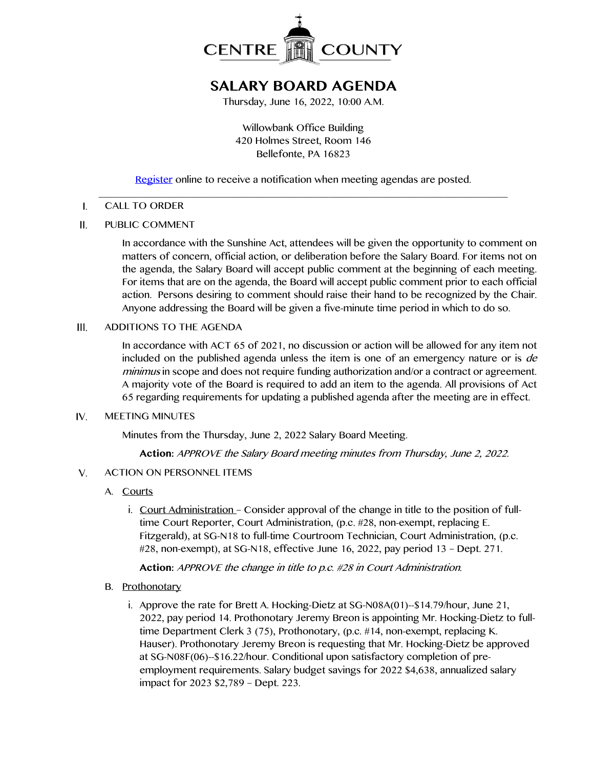CENTRE COUNTY

# SALARY BOARD AGENDA

Thursday, June 16, 2022, 10:00 A.M.

Willowbank Office Building
420 Holmes Street, Room 146
Bellefonte, PA 16823

[Register](#) online to receive a notification when meeting agendas are posted.

---

I. CALL TO ORDER

II. PUBLIC COMMENT

In accordance with the Sunshine Act, attendees will be given the opportunity to comment on matters of concern, official action, or deliberation before the Salary Board. For items not on the agenda, the Salary Board will accept public comment at the beginning of each meeting. For items that are on the agenda, the Board will accept public comment prior to each official action. Persons desiring to comment should raise their hand to be recognized by the Chair. Anyone addressing the Board will be given a five-minute time period in which to do so.

III. ADDITIONS TO THE AGENDA

In accordance with ACT 65 of 2021, no discussion or action will be allowed for any item not included on the published agenda unless the item is one of an emergency nature or is *de minimus* in scope and does not require funding authorization and/or a contract or agreement. A majority vote of the Board is required to add an item to the agenda. All provisions of Act 65 regarding requirements for updating a published agenda after the meeting are in effect.

IV. MEETING MINUTES

Minutes from the Thursday, June 2, 2022 Salary Board Meeting.

**Action:** *APPROVE the Salary Board meeting minutes from Thursday, June 2, 2022.*

V. ACTION ON PERSONNEL ITEMS

A. Courts

i. Court Administration – Consider approval of the change in title to the position of full-time Court Reporter, Court Administration, (p.c. #28, non-exempt, replacing E. Fitzgerald), at SG-N18 to full-time Courtroom Technician, Court Administration, (p.c. #28, non-exempt), at SG-N18, effective June 16, 2022, pay period 13 – Dept. 271.

**Action:** *APPROVE the change in title to p.c. #28 in Court Administration.*

B. Prothonotary

i. Approve the rate for Brett A. Hocking-Dietz at SG-N08A(01)--$14.79/hour, June 21, 2022, pay period 14. Prothonotary Jeremy Breon is appointing Mr. Hocking-Dietz to full-time Department Clerk 3 (75), Prothonotary, (p.c. #14, non-exempt, replacing K. Hauser). Prothonotary Jeremy Breon is requesting that Mr. Hocking-Dietz be approved at SG-N08F(06)--$16.22/hour. Conditional upon satisfactory completion of pre-employment requirements. Salary budget savings for 2022 $4,638, annualized salary impact for 2023 $2,789 – Dept. 223.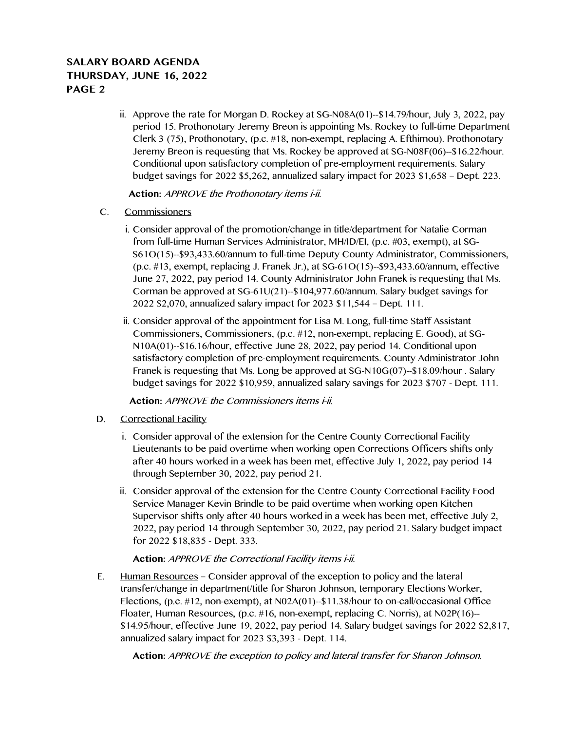ii. Approve the rate for Morgan D. Rockey at SG-N08A(01)--$14.79/hour, July 3, 2022, pay period 15. Prothonotary Jeremy Breon is appointing Ms. Rockey to full-time Department Clerk 3 (75), Prothonotary, (p.c. #18, non-exempt, replacing A. Efthimou). Prothonotary Jeremy Breon is requesting that Ms. Rockey be approved at SG-N08F(06)--$16.22/hour. Conditional upon satisfactory completion of pre-employment requirements. Salary budget savings for 2022 $5,262, annualized salary impact for 2023 $1,658 – Dept. 223.

**Action:** *APPROVE the Prothonotary items i-ii.*

C. Commissioners

i. Consider approval of the promotion/change in title/department for Natalie Corman from full-time Human Services Administrator, MH/ID/EI, (p.c. #03, exempt), at SG-S61O(15)--$93,433.60/annum to full-time Deputy County Administrator, Commissioners, (p.c. #13, exempt, replacing J. Franek Jr.), at SG-61O(15)--$93,433.60/annum, effective June 27, 2022, pay period 14. County Administrator John Franek is requesting that Ms. Corman be approved at SG-61U(21)--$104,977.60/annum. Salary budget savings for 2022 $2,070, annualized salary impact for 2023 $11,544 – Dept. 111.

ii. Consider approval of the appointment for Lisa M. Long, full-time Staff Assistant Commissioners, Commissioners, (p.c. #12, non-exempt, replacing E. Good), at SG-N10A(01)--$16.16/hour, effective June 28, 2022, pay period 14. Conditional upon satisfactory completion of pre-employment requirements. County Administrator John Franek is requesting that Ms. Long be approved at SG-N10G(07)--$18.09/hour . Salary budget savings for 2022 $10,959, annualized salary savings for 2023 $707 - Dept. 111.

**Action:** *APPROVE the Commissioners items i-ii.*

D. Correctional Facility

i. Consider approval of the extension for the Centre County Correctional Facility Lieutenants to be paid overtime when working open Corrections Officers shifts only after 40 hours worked in a week has been met, effective July 1, 2022, pay period 14 through September 30, 2022, pay period 21.

ii. Consider approval of the extension for the Centre County Correctional Facility Food Service Manager Kevin Brindle to be paid overtime when working open Kitchen Supervisor shifts only after 40 hours worked in a week has been met, effective July 2, 2022, pay period 14 through September 30, 2022, pay period 21. Salary budget impact for 2022 $18,835 - Dept. 333.

**Action:** *APPROVE the Correctional Facility items i-ii.*

E. Human Resources – Consider approval of the exception to policy and the lateral transfer/change in department/title for Sharon Johnson, temporary Elections Worker, Elections, (p.c. #12, non-exempt), at N02A(01)--$11.38/hour to on-call/occasional Office Floater, Human Resources, (p.c. #16, non-exempt, replacing C. Norris), at N02P(16)--$14.95/hour, effective June 19, 2022, pay period 14. Salary budget savings for 2022 $2,817, annualized salary impact for 2023 $3,393 - Dept. 114.

**Action:** *APPROVE the exception to policy and lateral transfer for Sharon Johnson.*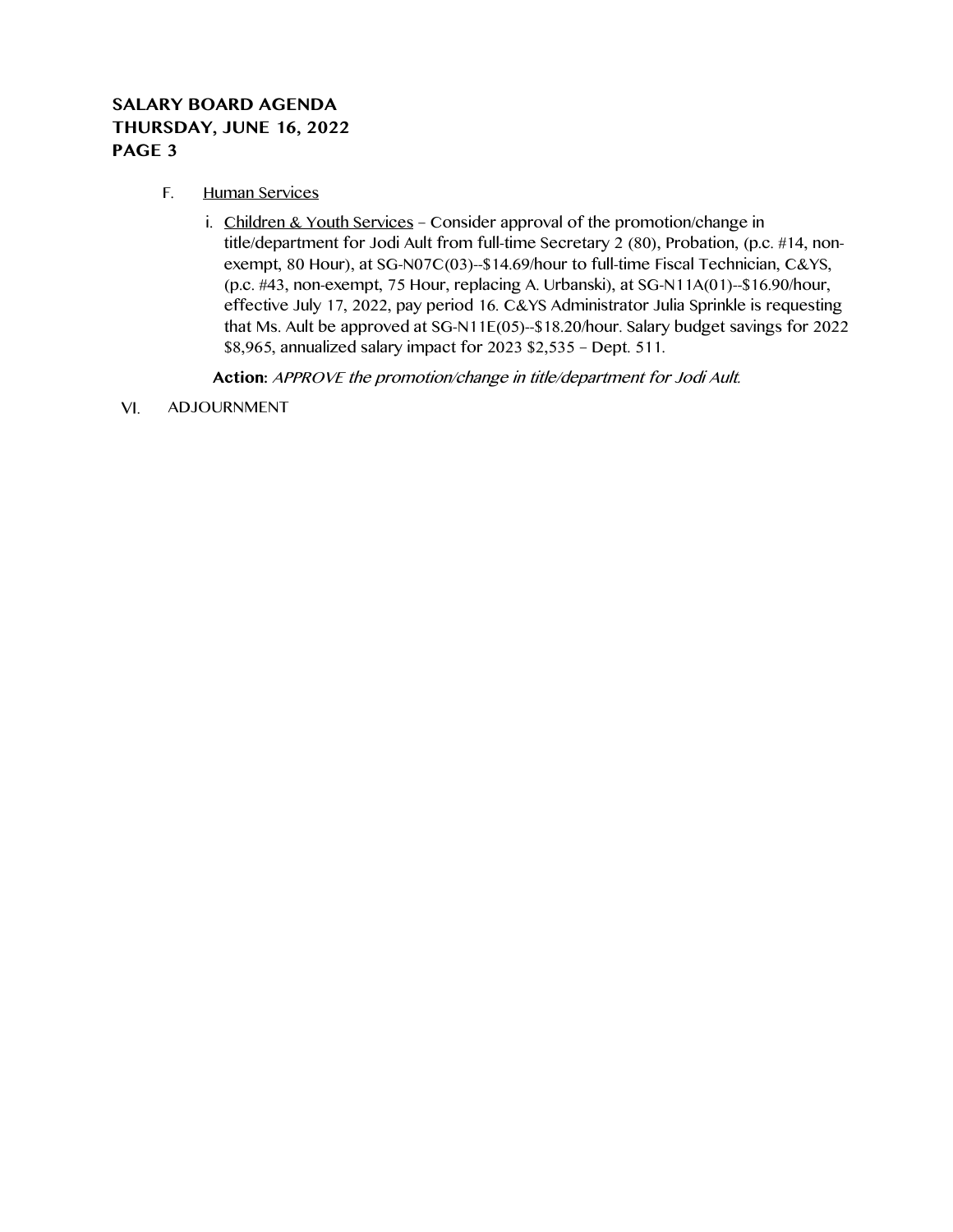F. Human Services

i. Children & Youth Services – Consider approval of the promotion/change in title/department for Jodi Ault from full-time Secretary 2 (80), Probation, (p.c. #14, non-exempt, 80 Hour), at SG-N07C(03)--$14.69/hour to full-time Fiscal Technician, C&YS, (p.c. #43, non-exempt, 75 Hour, replacing A. Urbanski), at SG-N11A(01)--$16.90/hour, effective July 17, 2022, pay period 16. C&YS Administrator Julia Sprinkle is requesting that Ms. Ault be approved at SG-N11E(05)--$18.20/hour. Salary budget savings for 2022 $8,965, annualized salary impact for 2023 $2,535 – Dept. 511.

**Action:** *APPROVE the promotion/change in title/department for Jodi Ault.*

VI. ADJOURNMENT